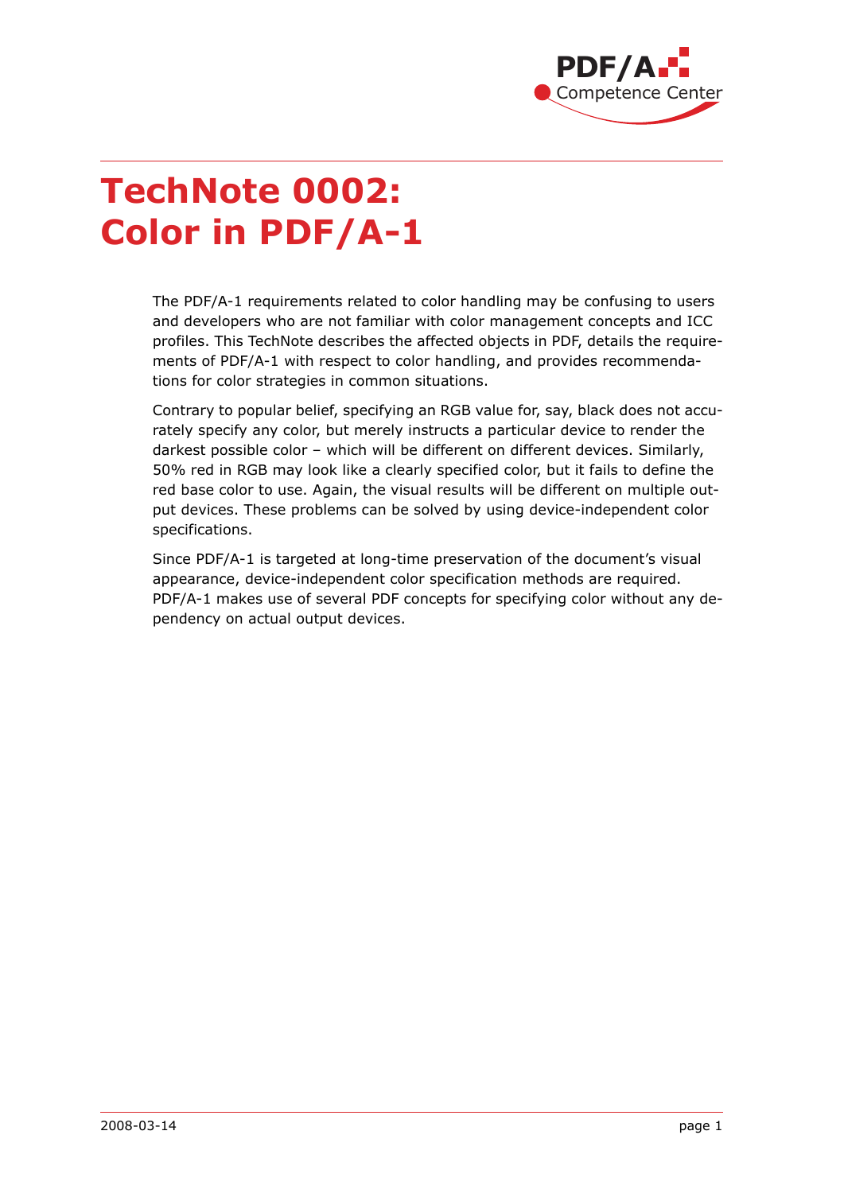# TechNote 0002: Color in PDF/A-1

The PDF/A-1 requirements related to color handling may be confusing to users and developers who are not familiar with color management concepts and ICC profiles. This TechNote describes the affected objects in PDF, details the requirements of PDF/A-1 with respect to color handling, and provides recommendations for color strategies in common situations.

Contrary to popular belief, specifying an RGB value for, say, black does not accurately specify any color, but merely instructs a particular device to render the darkest possible color – which will be different on different devices. Similarly, 50% red in RGB may look like a clearly specified color, but it fails to define the red base color to use. Again, the visual results will be different on multiple output devices. These problems can be solved by using device-independent color specifications.

Since PDF/A-1 is targeted at long-time preservation of the document's visual appearance, device-independent color specification methods are required. PDF/A-1 makes use of several PDF concepts for specifying color without any dependency on actual output devices.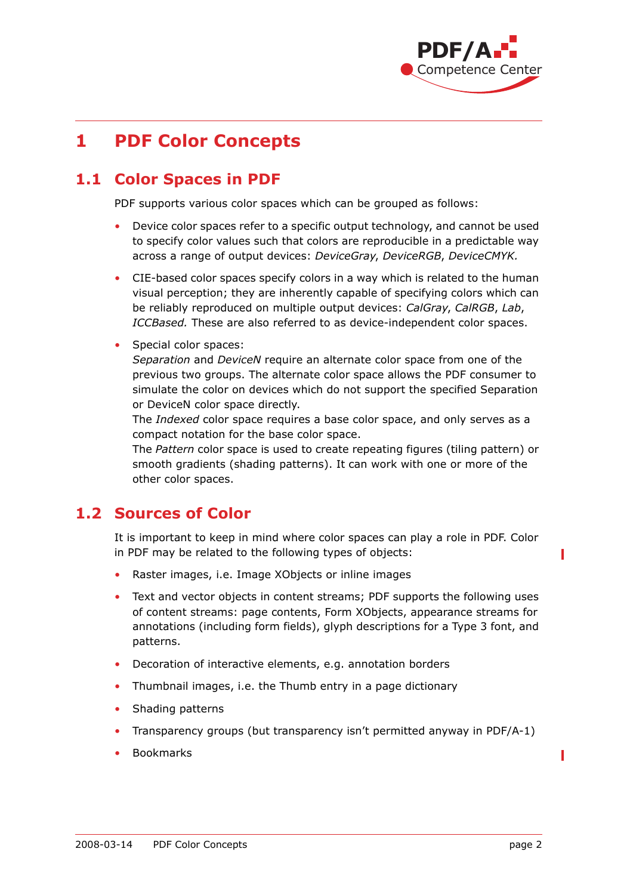# 1 PDF Color Concepts

## 1.1 Color Spaces in PDF

PDF supports various color spaces which can be grouped as follows:

- Device color spaces refer to a specific output technology, and cannot be used to specify color values such that colors are reproducible in a predictable way across a range of output devices: *DeviceGray*, *DeviceRGB*, *DeviceCMYK.*
- CIE-based color spaces specify colors in a way which is related to the human visual perception; they are inherently capable of specifying colors which can be reliably reproduced on multiple output devices: *CalGray*, *CalRGB*, *Lab*, *ICCBased.* These are also referred to as device-independent color spaces.
- Special color spaces:
  *Separation* and *DeviceN* require an alternate color space from one of the previous two groups. The alternate color space allows the PDF consumer to simulate the color on devices which do not support the specified Separation or DeviceN color space directly.
  The *Indexed* color space requires a base color space, and only serves as a compact notation for the base color space.
  The *Pattern* color space is used to create repeating figures (tiling pattern) or smooth gradients (shading patterns). It can work with one or more of the other color spaces.

## 1.2 Sources of Color

It is important to keep in mind where color spaces can play a role in PDF. Color in PDF may be related to the following types of objects:

- Raster images, i.e. Image XObjects or inline images
- Text and vector objects in content streams; PDF supports the following uses of content streams: page contents, Form XObjects, appearance streams for annotations (including form fields), glyph descriptions for a Type 3 font, and patterns.
- Decoration of interactive elements, e.g. annotation borders
- Thumbnail images, i.e. the Thumb entry in a page dictionary
- Shading patterns
- Transparency groups (but transparency isn't permitted anyway in PDF/A-1)
- Bookmarks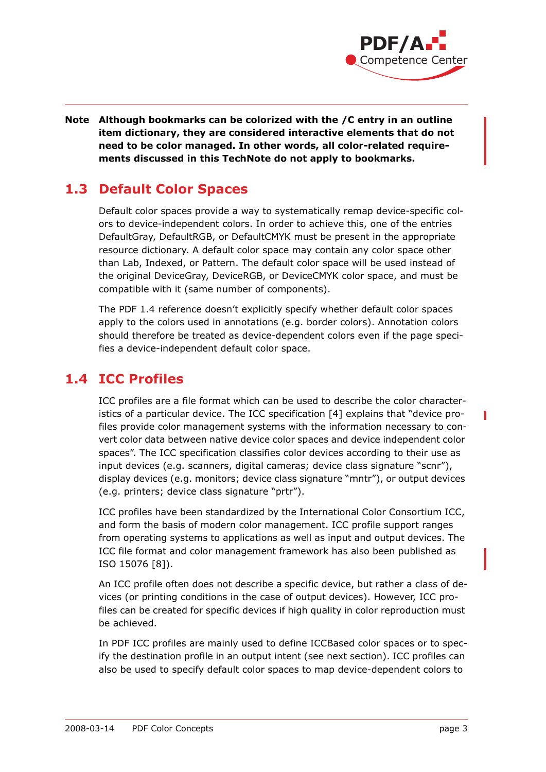**Note Although bookmarks can be colorized with the /C entry in an outline item dictionary, they are considered interactive elements that do not need to be color managed. In other words, all color-related requirements discussed in this TechNote do not apply to bookmarks.**

## 1.3 Default Color Spaces

Default color spaces provide a way to systematically remap device-specific colors to device-independent colors. In order to achieve this, one of the entries DefaultGray, DefaultRGB, or DefaultCMYK must be present in the appropriate resource dictionary. A default color space may contain any color space other than Lab, Indexed, or Pattern. The default color space will be used instead of the original DeviceGray, DeviceRGB, or DeviceCMYK color space, and must be compatible with it (same number of components).

The PDF 1.4 reference doesn't explicitly specify whether default color spaces apply to the colors used in annotations (e.g. border colors). Annotation colors should therefore be treated as device-dependent colors even if the page specifies a device-independent default color space.

## 1.4 ICC Profiles

ICC profiles are a file format which can be used to describe the color characteristics of a particular device. The ICC specification [4] explains that "device profiles provide color management systems with the information necessary to convert color data between native device color spaces and device independent color spaces". The ICC specification classifies color devices according to their use as input devices (e.g. scanners, digital cameras; device class signature "scnr"), display devices (e.g. monitors; device class signature "mntr"), or output devices (e.g. printers; device class signature "prtr").

ICC profiles have been standardized by the International Color Consortium ICC, and form the basis of modern color management. ICC profile support ranges from operating systems to applications as well as input and output devices. The ICC file format and color management framework has also been published as ISO 15076 [8]).

An ICC profile often does not describe a specific device, but rather a class of devices (or printing conditions in the case of output devices). However, ICC profiles can be created for specific devices if high quality in color reproduction must be achieved.

In PDF ICC profiles are mainly used to define ICCBased color spaces or to specify the destination profile in an output intent (see next section). ICC profiles can also be used to specify default color spaces to map device-dependent colors to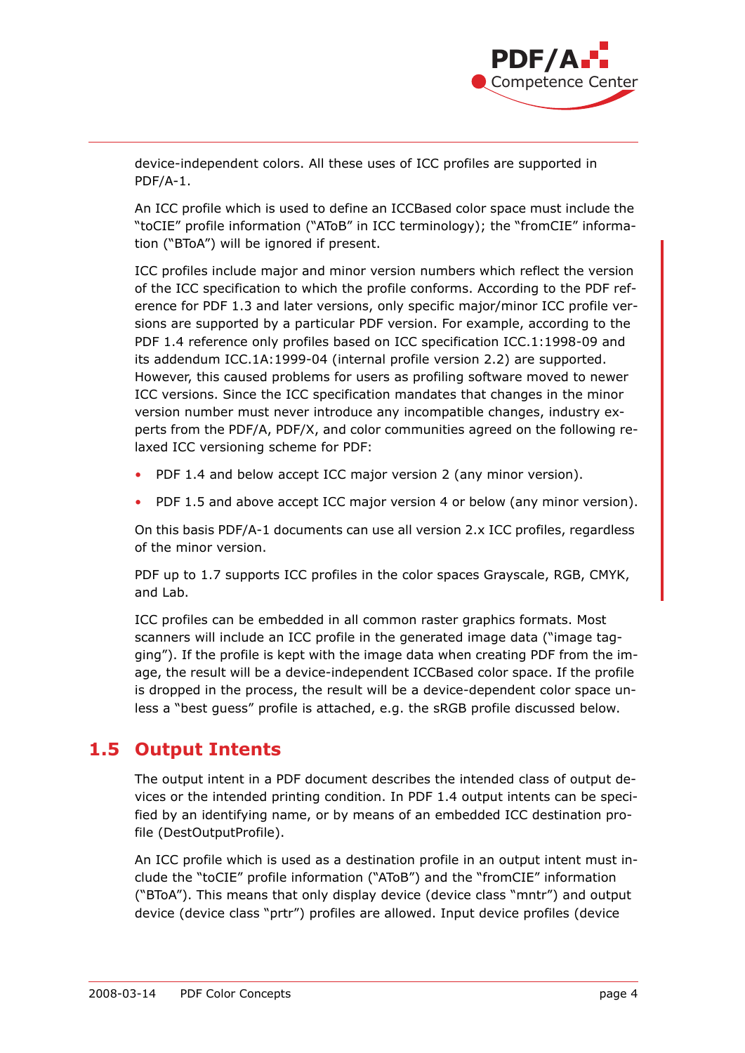device-independent colors. All these uses of ICC profiles are supported in PDF/A-1.

An ICC profile which is used to define an ICCBased color space must include the "toCIE" profile information ("AToB" in ICC terminology); the "fromCIE" information ("BToA") will be ignored if present.

ICC profiles include major and minor version numbers which reflect the version of the ICC specification to which the profile conforms. According to the PDF reference for PDF 1.3 and later versions, only specific major/minor ICC profile versions are supported by a particular PDF version. For example, according to the PDF 1.4 reference only profiles based on ICC specification ICC.1:1998-09 and its addendum ICC.1A:1999-04 (internal profile version 2.2) are supported. However, this caused problems for users as profiling software moved to newer ICC versions. Since the ICC specification mandates that changes in the minor version number must never introduce any incompatible changes, industry experts from the PDF/A, PDF/X, and color communities agreed on the following relaxed ICC versioning scheme for PDF:

- PDF 1.4 and below accept ICC major version 2 (any minor version).
- PDF 1.5 and above accept ICC major version 4 or below (any minor version).

On this basis PDF/A-1 documents can use all version 2.x ICC profiles, regardless of the minor version.

PDF up to 1.7 supports ICC profiles in the color spaces Grayscale, RGB, CMYK, and Lab.

ICC profiles can be embedded in all common raster graphics formats. Most scanners will include an ICC profile in the generated image data ("image tagging"). If the profile is kept with the image data when creating PDF from the image, the result will be a device-independent ICCBased color space. If the profile is dropped in the process, the result will be a device-dependent color space unless a "best guess" profile is attached, e.g. the sRGB profile discussed below.

## 1.5 Output Intents

The output intent in a PDF document describes the intended class of output devices or the intended printing condition. In PDF 1.4 output intents can be specified by an identifying name, or by means of an embedded ICC destination profile (DestOutputProfile).

An ICC profile which is used as a destination profile in an output intent must include the "toCIE" profile information ("AToB") and the "fromCIE" information ("BToA"). This means that only display device (device class "mntr") and output device (device class "prtr") profiles are allowed. Input device profiles (device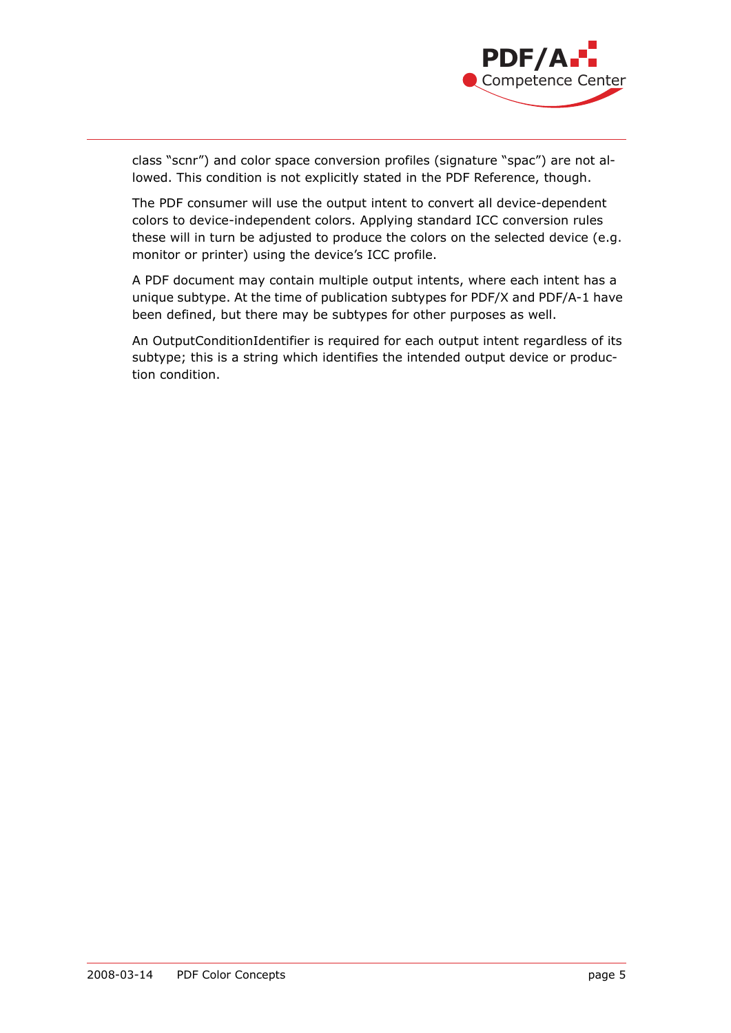class "scnr") and color space conversion profiles (signature "spac") are not allowed. This condition is not explicitly stated in the PDF Reference, though.

The PDF consumer will use the output intent to convert all device-dependent colors to device-independent colors. Applying standard ICC conversion rules these will in turn be adjusted to produce the colors on the selected device (e.g. monitor or printer) using the device's ICC profile.

A PDF document may contain multiple output intents, where each intent has a unique subtype. At the time of publication subtypes for PDF/X and PDF/A-1 have been defined, but there may be subtypes for other purposes as well.

An OutputConditionIdentifier is required for each output intent regardless of its subtype; this is a string which identifies the intended output device or production condition.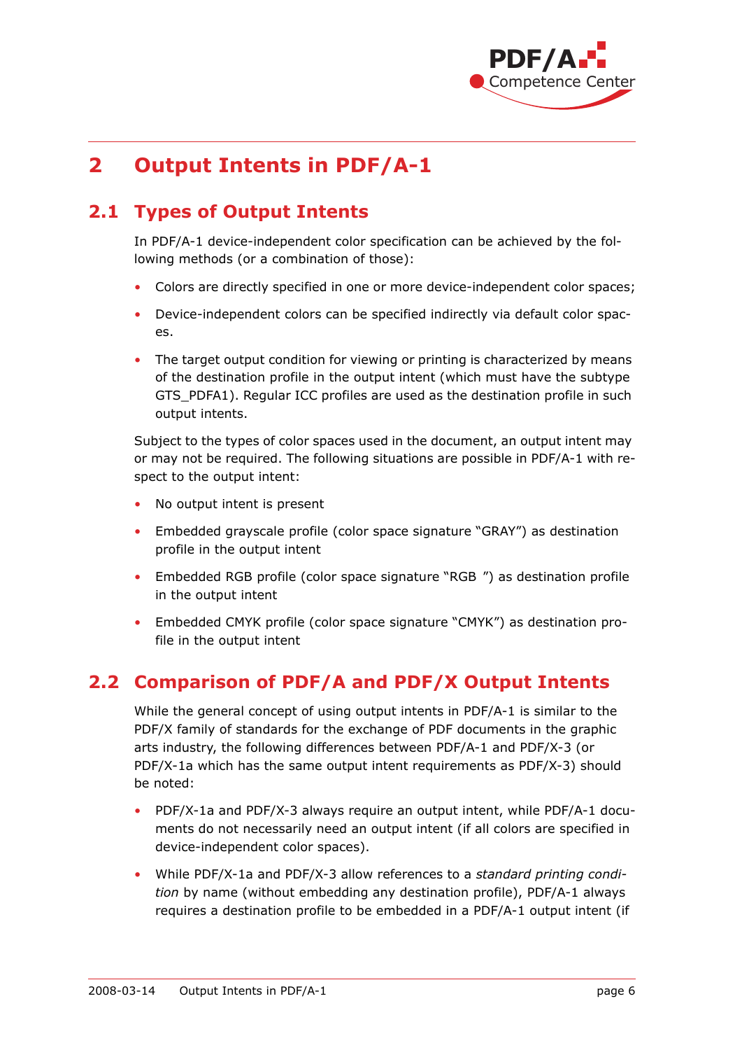# 2 Output Intents in PDF/A-1

## 2.1 Types of Output Intents

In PDF/A-1 device-independent color specification can be achieved by the following methods (or a combination of those):

- Colors are directly specified in one or more device-independent color spaces;
- Device-independent colors can be specified indirectly via default color spaces.
- The target output condition for viewing or printing is characterized by means of the destination profile in the output intent (which must have the subtype GTS_PDFA1). Regular ICC profiles are used as the destination profile in such output intents.

Subject to the types of color spaces used in the document, an output intent may or may not be required. The following situations are possible in PDF/A-1 with respect to the output intent:

- No output intent is present
- Embedded grayscale profile (color space signature "GRAY") as destination profile in the output intent
- Embedded RGB profile (color space signature "RGB ") as destination profile in the output intent
- Embedded CMYK profile (color space signature "CMYK") as destination profile in the output intent

## 2.2 Comparison of PDF/A and PDF/X Output Intents

While the general concept of using output intents in PDF/A-1 is similar to the PDF/X family of standards for the exchange of PDF documents in the graphic arts industry, the following differences between PDF/A-1 and PDF/X-3 (or PDF/X-1a which has the same output intent requirements as PDF/X-3) should be noted:

- PDF/X-1a and PDF/X-3 always require an output intent, while PDF/A-1 documents do not necessarily need an output intent (if all colors are specified in device-independent color spaces).
- While PDF/X-1a and PDF/X-3 allow references to a *standard printing condition* by name (without embedding any destination profile), PDF/A-1 always requires a destination profile to be embedded in a PDF/A-1 output intent (if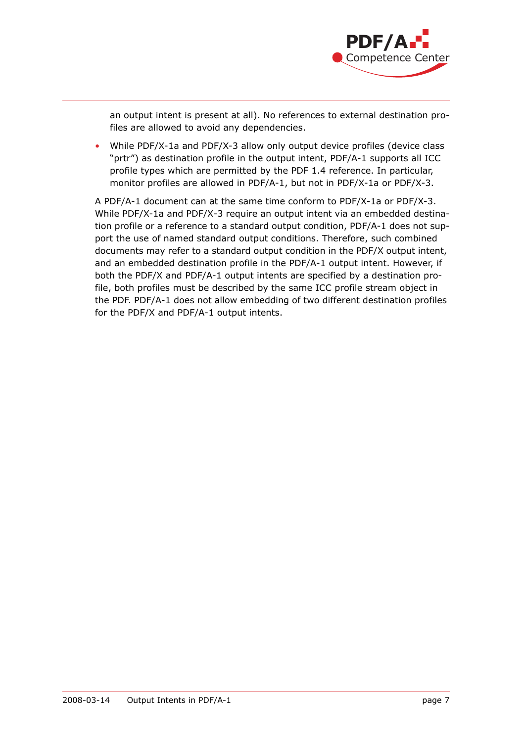an output intent is present at all). No references to external destination profiles are allowed to avoid any dependencies.

- While PDF/X-1a and PDF/X-3 allow only output device profiles (device class "prtr") as destination profile in the output intent, PDF/A-1 supports all ICC profile types which are permitted by the PDF 1.4 reference. In particular, monitor profiles are allowed in PDF/A-1, but not in PDF/X-1a or PDF/X-3.

A PDF/A-1 document can at the same time conform to PDF/X-1a or PDF/X-3. While PDF/X-1a and PDF/X-3 require an output intent via an embedded destination profile or a reference to a standard output condition, PDF/A-1 does not support the use of named standard output conditions. Therefore, such combined documents may refer to a standard output condition in the PDF/X output intent, and an embedded destination profile in the PDF/A-1 output intent. However, if both the PDF/X and PDF/A-1 output intents are specified by a destination profile, both profiles must be described by the same ICC profile stream object in the PDF. PDF/A-1 does not allow embedding of two different destination profiles for the PDF/X and PDF/A-1 output intents.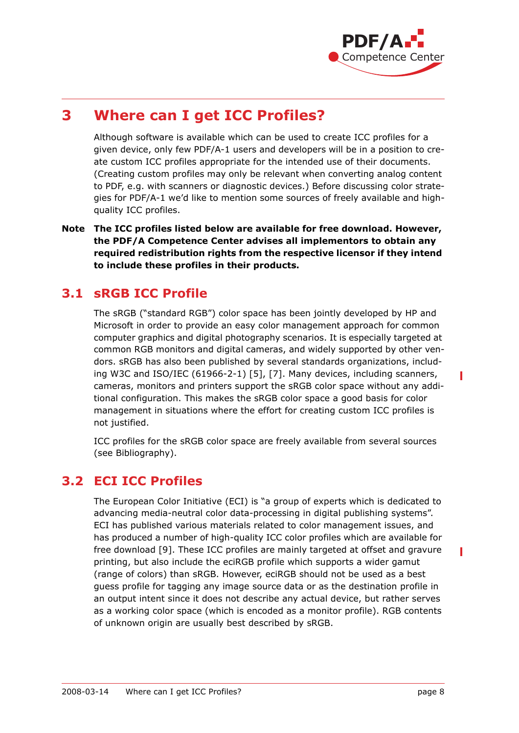# 3 Where can I get ICC Profiles?

Although software is available which can be used to create ICC profiles for a given device, only few PDF/A-1 users and developers will be in a position to create custom ICC profiles appropriate for the intended use of their documents. (Creating custom profiles may only be relevant when converting analog content to PDF, e.g. with scanners or diagnostic devices.) Before discussing color strategies for PDF/A-1 we'd like to mention some sources of freely available and high-quality ICC profiles.

**Note** **The ICC profiles listed below are available for free download. However, the PDF/A Competence Center advises all implementors to obtain any required redistribution rights from the respective licensor if they intend to include these profiles in their products.**

## 3.1 sRGB ICC Profile

The sRGB ("standard RGB") color space has been jointly developed by HP and Microsoft in order to provide an easy color management approach for common computer graphics and digital photography scenarios. It is especially targeted at common RGB monitors and digital cameras, and widely supported by other vendors. sRGB has also been published by several standards organizations, including W3C and ISO/IEC (61966-2-1) [5], [7]. Many devices, including scanners, cameras, monitors and printers support the sRGB color space without any additional configuration. This makes the sRGB color space a good basis for color management in situations where the effort for creating custom ICC profiles is not justified.

ICC profiles for the sRGB color space are freely available from several sources (see Bibliography).

## 3.2 ECI ICC Profiles

The European Color Initiative (ECI) is "a group of experts which is dedicated to advancing media-neutral color data-processing in digital publishing systems". ECI has published various materials related to color management issues, and has produced a number of high-quality ICC color profiles which are available for free download [9]. These ICC profiles are mainly targeted at offset and gravure printing, but also include the eciRGB profile which supports a wider gamut (range of colors) than sRGB. However, eciRGB should not be used as a best guess profile for tagging any image source data or as the destination profile in an output intent since it does not describe any actual device, but rather serves as a working color space (which is encoded as a monitor profile). RGB contents of unknown origin are usually best described by sRGB.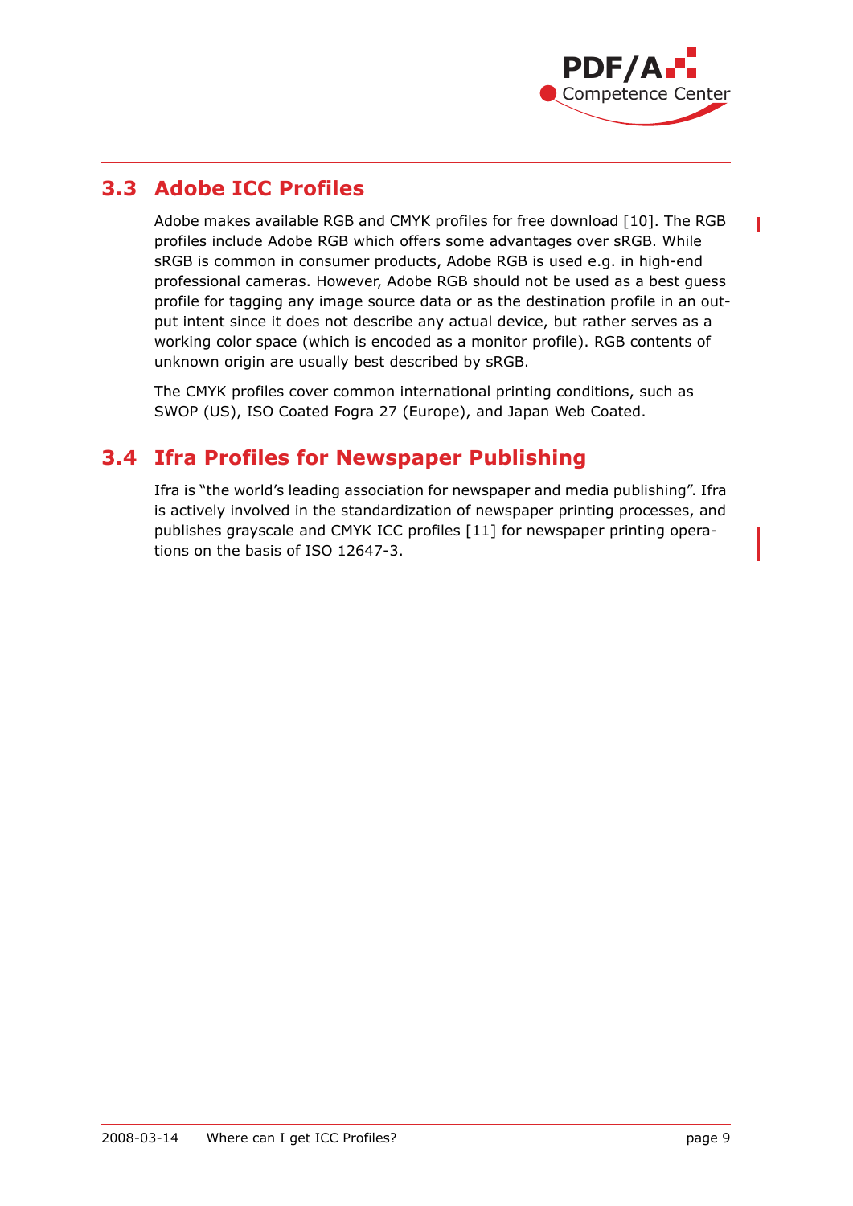## 3.3 Adobe ICC Profiles

Adobe makes available RGB and CMYK profiles for free download [10]. The RGB profiles include Adobe RGB which offers some advantages over sRGB. While sRGB is common in consumer products, Adobe RGB is used e.g. in high-end professional cameras. However, Adobe RGB should not be used as a best guess profile for tagging any image source data or as the destination profile in an output intent since it does not describe any actual device, but rather serves as a working color space (which is encoded as a monitor profile). RGB contents of unknown origin are usually best described by sRGB.

The CMYK profiles cover common international printing conditions, such as SWOP (US), ISO Coated Fogra 27 (Europe), and Japan Web Coated.

## 3.4 Ifra Profiles for Newspaper Publishing

Ifra is "the world's leading association for newspaper and media publishing". Ifra is actively involved in the standardization of newspaper printing processes, and publishes grayscale and CMYK ICC profiles [11] for newspaper printing operations on the basis of ISO 12647-3.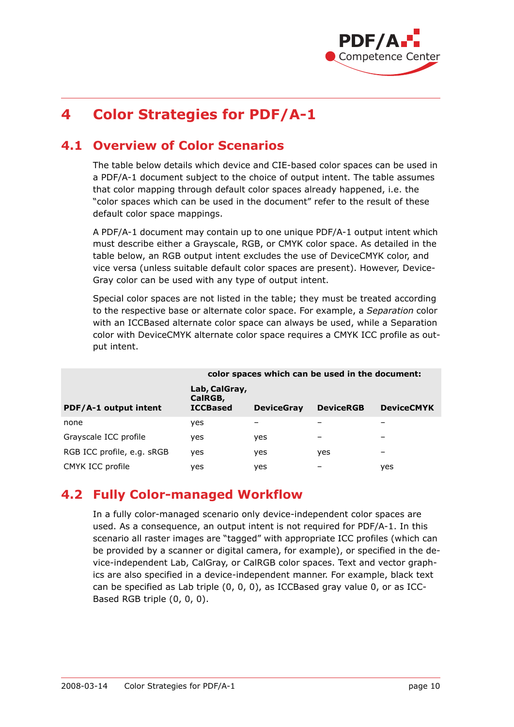# 4 Color Strategies for PDF/A-1

## 4.1 Overview of Color Scenarios

The table below details which device and CIE-based color spaces can be used in a PDF/A-1 document subject to the choice of output intent. The table assumes that color mapping through default color spaces already happened, i.e. the "color spaces which can be used in the document" refer to the result of these default color space mappings.

A PDF/A-1 document may contain up to one unique PDF/A-1 output intent which must describe either a Grayscale, RGB, or CMYK color space. As detailed in the table below, an RGB output intent excludes the use of DeviceCMYK color, and vice versa (unless suitable default color spaces are present). However, DeviceGray color can be used with any type of output intent.

Special color spaces are not listed in the table; they must be treated according to the respective base or alternate color space. For example, a *Separation* color with an ICCBased alternate color space can always be used, while a Separation color with DeviceCMYK alternate color space requires a CMYK ICC profile as output intent.

| | **color spaces which can be used in the document:** | | | |
|---|---|---|---|---|
| **PDF/A-1 output intent** | **Lab, CalGray, CalRGB, ICCBased** | **DeviceGray** | **DeviceRGB** | **DeviceCMYK** |
| none | yes | – | – | – |
| Grayscale ICC profile | yes | yes | – | – |
| RGB ICC profile, e.g. sRGB | yes | yes | yes | – |
| CMYK ICC profile | yes | yes | – | yes |

## 4.2 Fully Color-managed Workflow

In a fully color-managed scenario only device-independent color spaces are used. As a consequence, an output intent is not required for PDF/A-1. In this scenario all raster images are "tagged" with appropriate ICC profiles (which can be provided by a scanner or digital camera, for example), or specified in the device-independent Lab, CalGray, or CalRGB color spaces. Text and vector graphics are also specified in a device-independent manner. For example, black text can be specified as Lab triple (0, 0, 0), as ICCBased gray value 0, or as ICCBased RGB triple (0, 0, 0).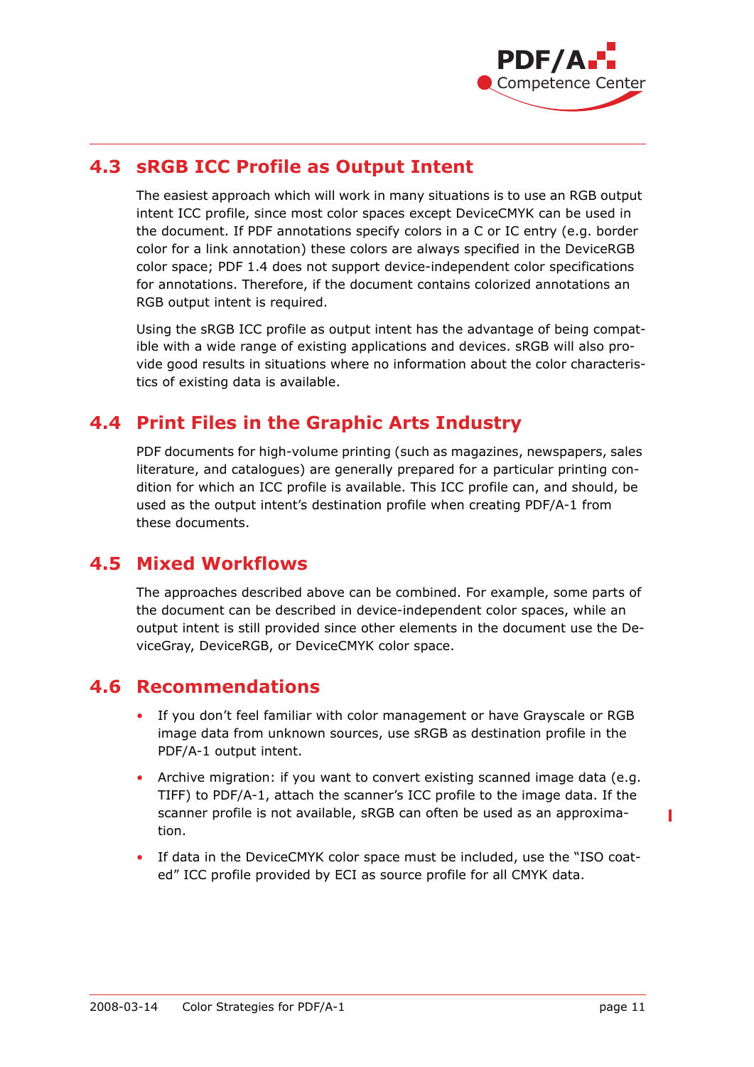## 4.3 sRGB ICC Profile as Output Intent

The easiest approach which will work in many situations is to use an RGB output intent ICC profile, since most color spaces except DeviceCMYK can be used in the document. If PDF annotations specify colors in a C or IC entry (e.g. border color for a link annotation) these colors are always specified in the DeviceRGB color space; PDF 1.4 does not support device-independent color specifications for annotations. Therefore, if the document contains colorized annotations an RGB output intent is required.

Using the sRGB ICC profile as output intent has the advantage of being compatible with a wide range of existing applications and devices. sRGB will also provide good results in situations where no information about the color characteristics of existing data is available.

## 4.4 Print Files in the Graphic Arts Industry

PDF documents for high-volume printing (such as magazines, newspapers, sales literature, and catalogues) are generally prepared for a particular printing condition for which an ICC profile is available. This ICC profile can, and should, be used as the output intent's destination profile when creating PDF/A-1 from these documents.

## 4.5 Mixed Workflows

The approaches described above can be combined. For example, some parts of the document can be described in device-independent color spaces, while an output intent is still provided since other elements in the document use the DeviceGray, DeviceRGB, or DeviceCMYK color space.

## 4.6 Recommendations

- If you don't feel familiar with color management or have Grayscale or RGB image data from unknown sources, use sRGB as destination profile in the PDF/A-1 output intent.
- Archive migration: if you want to convert existing scanned image data (e.g. TIFF) to PDF/A-1, attach the scanner's ICC profile to the image data. If the scanner profile is not available, sRGB can often be used as an approximation.
- If data in the DeviceCMYK color space must be included, use the "ISO coated" ICC profile provided by ECI as source profile for all CMYK data.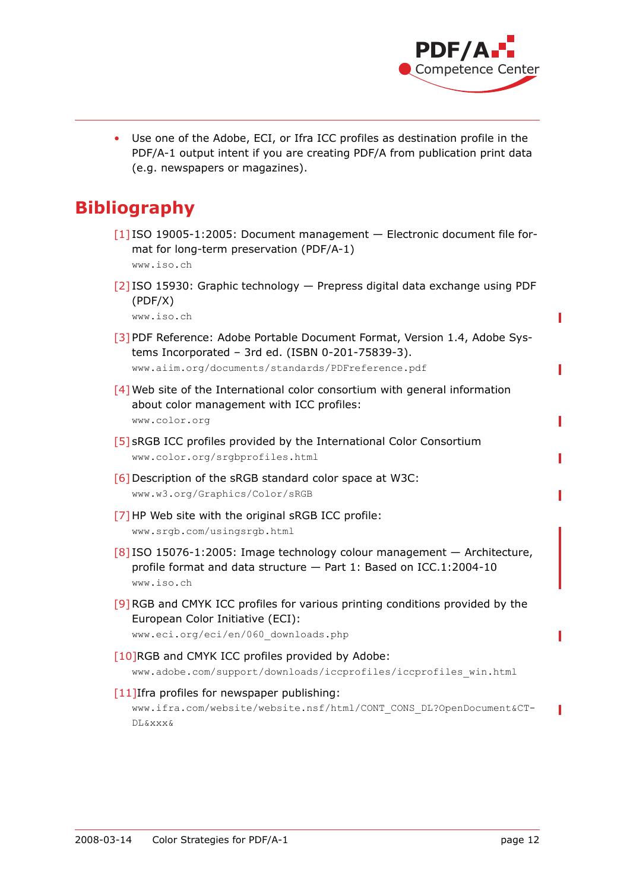- Use one of the Adobe, ECI, or Ifra ICC profiles as destination profile in the PDF/A-1 output intent if you are creating PDF/A from publication print data (e.g. newspapers or magazines).

# Bibliography

[1] ISO 19005-1:2005: Document management — Electronic document file format for long-term preservation (PDF/A-1)
`www.iso.ch`

[2] ISO 15930: Graphic technology — Prepress digital data exchange using PDF (PDF/X)
`www.iso.ch`

[3] PDF Reference: Adobe Portable Document Format, Version 1.4, Adobe Systems Incorporated – 3rd ed. (ISBN 0-201-75839-3).
`www.aiim.org/documents/standards/PDFreference.pdf`

[4] Web site of the International color consortium with general information about color management with ICC profiles:
`www.color.org`

[5] sRGB ICC profiles provided by the International Color Consortium
`www.color.org/srgbprofiles.html`

[6] Description of the sRGB standard color space at W3C:
`www.w3.org/Graphics/Color/sRGB`

[7] HP Web site with the original sRGB ICC profile:
`www.srgb.com/usingsrgb.html`

[8] ISO 15076-1:2005: Image technology colour management — Architecture, profile format and data structure — Part 1: Based on ICC.1:2004-10
`www.iso.ch`

[9] RGB and CMYK ICC profiles for various printing conditions provided by the European Color Initiative (ECI):
`www.eci.org/eci/en/060_downloads.php`

[10] RGB and CMYK ICC profiles provided by Adobe:
`www.adobe.com/support/downloads/iccprofiles/iccprofiles_win.html`

[11] Ifra profiles for newspaper publishing:
`www.ifra.com/website/website.nsf/html/CONT_CONS_DL?OpenDocument&CT-DL&xxx&`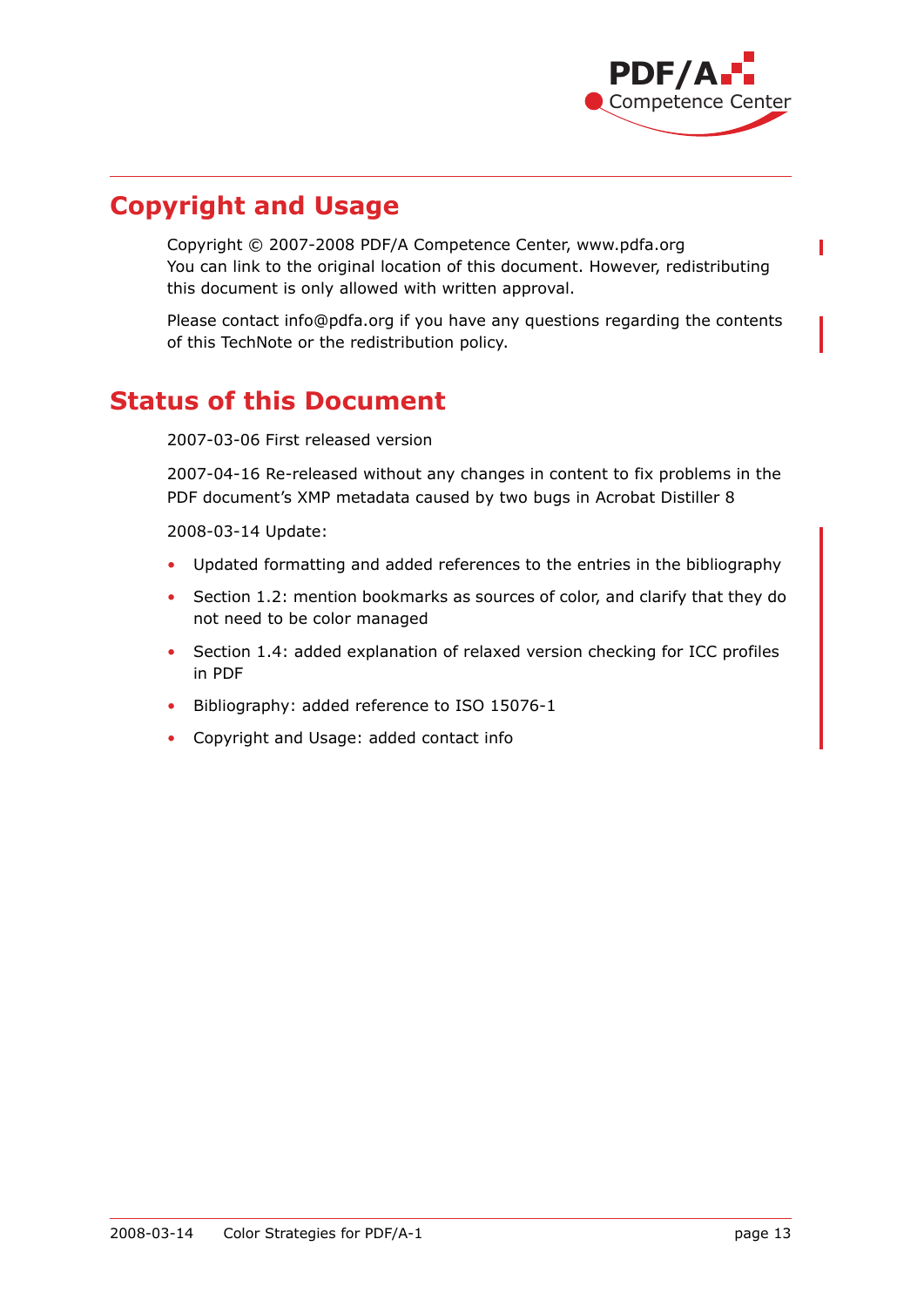## Copyright and Usage

Copyright © 2007-2008 PDF/A Competence Center, www.pdfa.org
You can link to the original location of this document. However, redistributing this document is only allowed with written approval.

Please contact info@pdfa.org if you have any questions regarding the contents of this TechNote or the redistribution policy.

## Status of this Document

2007-03-06 First released version

2007-04-16 Re-released without any changes in content to fix problems in the PDF document's XMP metadata caused by two bugs in Acrobat Distiller 8

2008-03-14 Update:

- Updated formatting and added references to the entries in the bibliography
- Section 1.2: mention bookmarks as sources of color, and clarify that they do not need to be color managed
- Section 1.4: added explanation of relaxed version checking for ICC profiles in PDF
- Bibliography: added reference to ISO 15076-1
- Copyright and Usage: added contact info